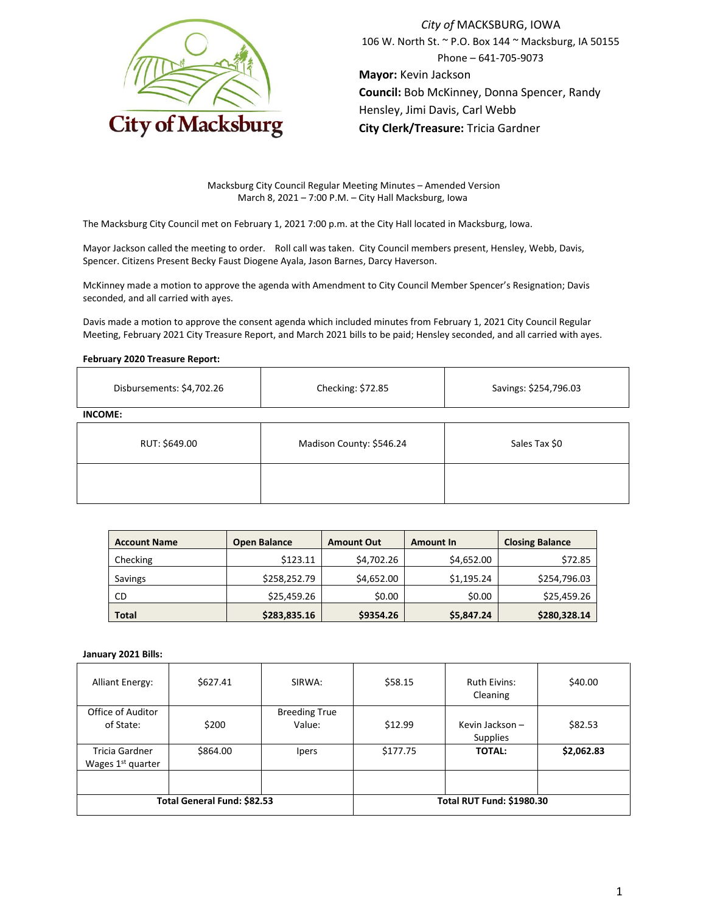City of MACKSBURG, IOWA
106 W. North St. ~ P.O. Box 144 ~ Macksburg, IA 50155
Phone – 641-705-9073

**Mayor:** Kevin Jackson
**Council:** Bob McKinney, Donna Spencer, Randy Hensley, Jimi Davis, Carl Webb
**City Clerk/Treasure:** Tricia Gardner

Macksburg City Council Regular Meeting Minutes – Amended Version
March 8, 2021 – 7:00 P.M. – City Hall Macksburg, Iowa

The Macksburg City Council met on February 1, 2021 7:00 p.m. at the City Hall located in Macksburg, Iowa.

Mayor Jackson called the meeting to order. Roll call was taken. City Council members present, Hensley, Webb, Davis, Spencer. Citizens Present Becky Faust Diogene Ayala, Jason Barnes, Darcy Haverson.

McKinney made a motion to approve the agenda with Amendment to City Council Member Spencer's Resignation; Davis seconded, and all carried with ayes.

Davis made a motion to approve the consent agenda which included minutes from February 1, 2021 City Council Regular Meeting, February 2021 City Treasure Report, and March 2021 bills to be paid; Hensley seconded, and all carried with ayes.

**February 2020 Treasure Report:**

| Disbursements: $4,702.26 | Checking: $72.85 | Savings: $254,796.03 |
|---|---|---|

**INCOME:**

| RUT: $649.00 | Madison County: $546.24 | Sales Tax $0 |
|---|---|---|
| | | |

| Account Name | Open Balance | Amount Out | Amount In | Closing Balance |
|---|---|---|---|---|
| Checking | $123.11 | $4,702.26 | $4,652.00 | $72.85 |
| Savings | $258,252.79 | $4,652.00 | $1,195.24 | $254,796.03 |
| CD | $25,459.26 | $0.00 | $0.00 | $25,459.26 |
| **Total** | **$283,835.16** | **$9354.26** | **$5,847.24** | **$280,328.14** |

**January 2021 Bills:**

| Alliant Energy: | $627.41 | SIRWA: | $58.15 | Ruth Eivins: Cleaning | $40.00 |
|---|---|---|---|---|---|
| Office of Auditor of State: | $200 | Breeding True Value: | $12.99 | Kevin Jackson – Supplies | $82.53 |
| Tricia Gardner Wages 1st quarter | $864.00 | Ipers | $177.75 | **TOTAL:** | **$2,062.83** |
| | | | | | |
| **Total General Fund: $82.53** | | | **Total RUT Fund: $1980.30** | | |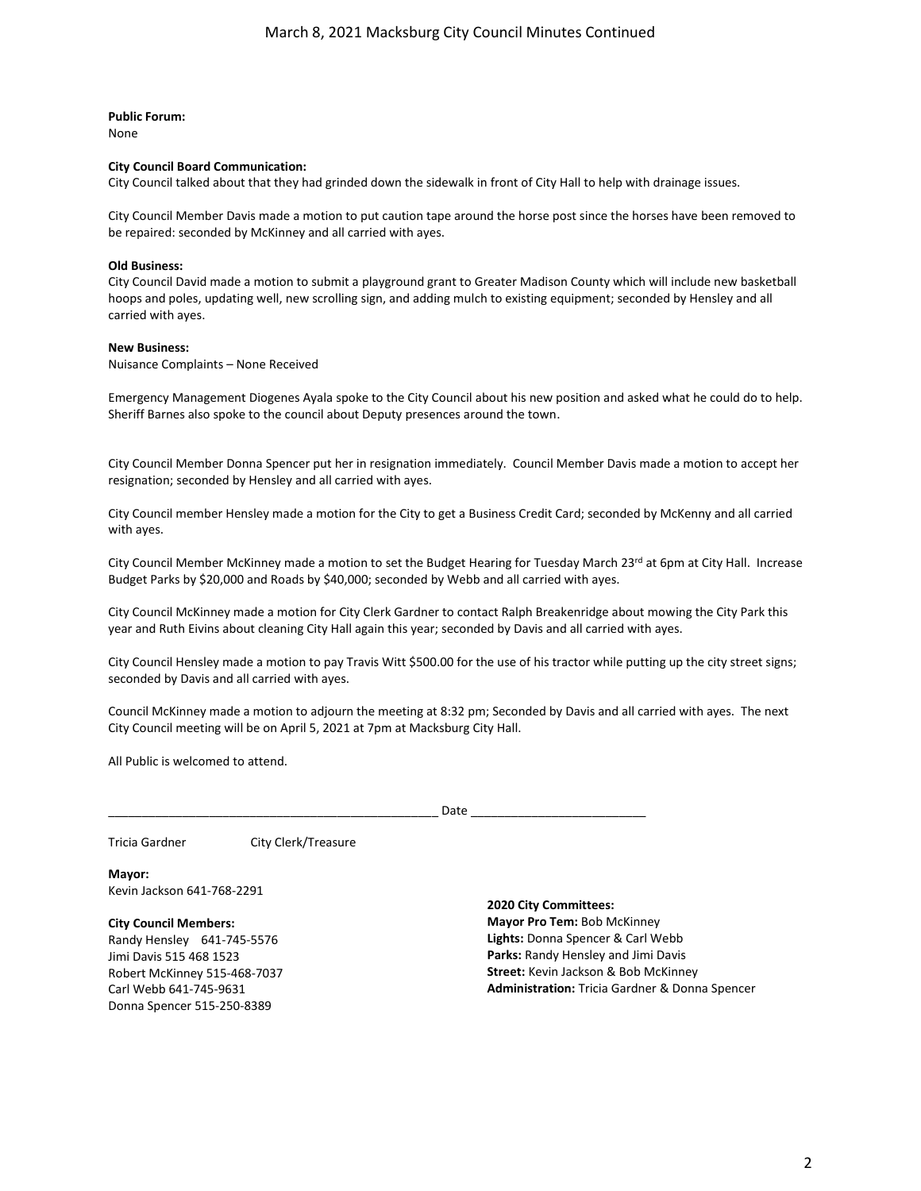**Public Forum:**
None

**City Council Board Communication:**
City Council talked about that they had grinded down the sidewalk in front of City Hall to help with drainage issues.

City Council Member Davis made a motion to put caution tape around the horse post since the horses have been removed to be repaired: seconded by McKinney and all carried with ayes.

**Old Business:**
City Council David made a motion to submit a playground grant to Greater Madison County which will include new basketball hoops and poles, updating well, new scrolling sign, and adding mulch to existing equipment; seconded by Hensley and all carried with ayes.

**New Business:**
Nuisance Complaints – None Received

Emergency Management Diogenes Ayala spoke to the City Council about his new position and asked what he could do to help. Sheriff Barnes also spoke to the council about Deputy presences around the town.

City Council Member Donna Spencer put her in resignation immediately. Council Member Davis made a motion to accept her resignation; seconded by Hensley and all carried with ayes.

City Council member Hensley made a motion for the City to get a Business Credit Card; seconded by McKenny and all carried with ayes.

City Council Member McKinney made a motion to set the Budget Hearing for Tuesday March 23rd at 6pm at City Hall. Increase Budget Parks by $20,000 and Roads by $40,000; seconded by Webb and all carried with ayes.

City Council McKinney made a motion for City Clerk Gardner to contact Ralph Breakenridge about mowing the City Park this year and Ruth Eivins about cleaning City Hall again this year; seconded by Davis and all carried with ayes.

City Council Hensley made a motion to pay Travis Witt $500.00 for the use of his tractor while putting up the city street signs; seconded by Davis and all carried with ayes.

Council McKinney made a motion to adjourn the meeting at 8:32 pm; Seconded by Davis and all carried with ayes. The next City Council meeting will be on April 5, 2021 at 7pm at Macksburg City Hall.

All Public is welcomed to attend.

_________________________________________________ Date _________________________

Tricia Gardner City Clerk/Treasure

**Mayor:**
Kevin Jackson 641-768-2291

**City Council Members:**
Randy Hensley 641-745-5576
Jimi Davis 515 468 1523
Robert McKinney 515-468-7037
Carl Webb 641-745-9631
Donna Spencer 515-250-8389

**2020 City Committees:**
**Mayor Pro Tem:** Bob McKinney
**Lights:** Donna Spencer & Carl Webb
**Parks:** Randy Hensley and Jimi Davis
**Street:** Kevin Jackson & Bob McKinney
**Administration:** Tricia Gardner & Donna Spencer